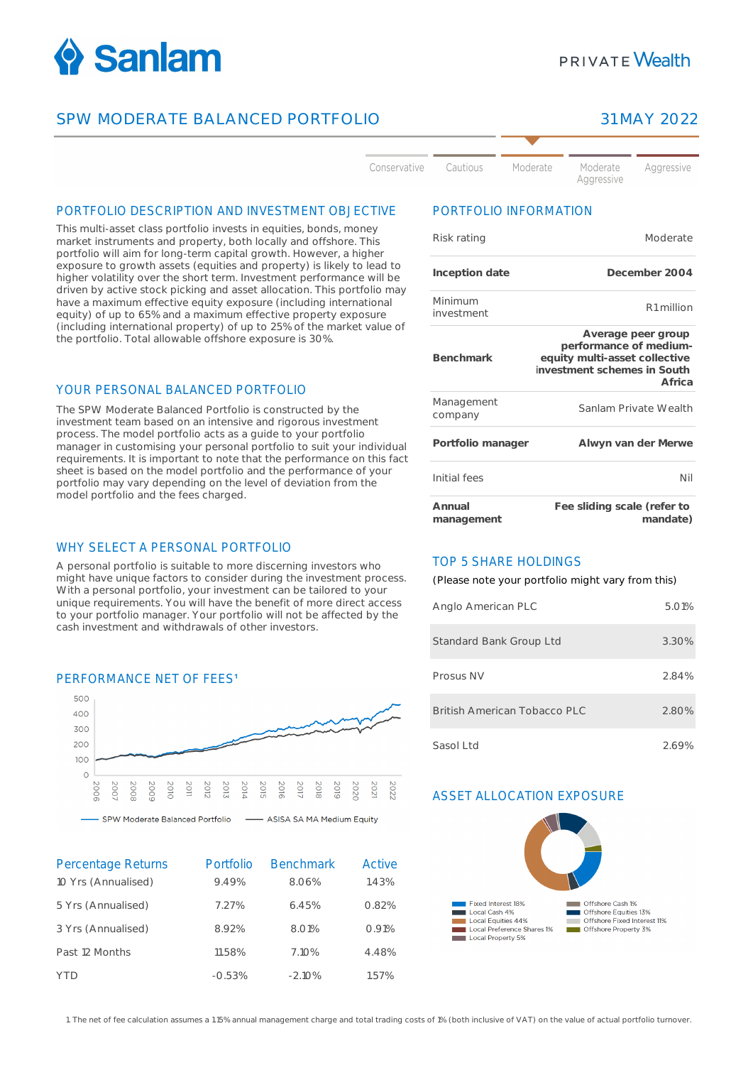# SPW MODERATE BALANCED PORTFOLIO

31 MAY 2022

Conservative | Cautious | **Moderate** | Moderate Aggressive | Aggressive

## PORTFOLIO DESCRIPTION AND INVESTMENT OBJECTIVE

This multi-asset class portfolio invests in equities, bonds, money market instruments and property, both locally and offshore. This portfolio will aim for long-term capital growth. However, a higher exposure to growth assets (equities and property) is likely to lead to higher volatility over the short term. Investment performance will be driven by active stock picking and asset allocation. This portfolio may have a maximum effective equity exposure (including international equity) of up to 65% and a maximum effective property exposure (including international property) of up to 25% of the market value of the portfolio. Total allowable offshore exposure is 30%.

## YOUR PERSONAL BALANCED PORTFOLIO

The SPW Moderate Balanced Portfolio is constructed by the investment team based on an intensive and rigorous investment process. The model portfolio acts as a guide to your portfolio manager in customising your personal portfolio to suit your individual requirements. It is important to note that the performance on this fact sheet is based on the model portfolio and the performance of your portfolio may vary depending on the level of deviation from the model portfolio and the fees charged.

## WHY SELECT A PERSONAL PORTFOLIO

A personal portfolio is suitable to more discerning investors who might have unique factors to consider during the investment process. With a personal portfolio, your investment can be tailored to your unique requirements. You will have the benefit of more direct access to your portfolio manager. Your portfolio will not be affected by the cash investment and withdrawals of other investors.

## PERFORMANCE NET OF FEES[1]

SPW Moderate Balanced Portfolio — ASISA SA MA Medium Equity

| Percentage Returns | Portfolio | Benchmark | Active |
|---|---|---|---|
| 10 Yrs (Annualised) | 9.49% | 8.06% | 1.43% |
| 5 Yrs (Annualised) | 7.27% | 6.45% | 0.82% |
| 3 Yrs (Annualised) | 8.92% | 8.01% | 0.91% |
| Past 12 Months | 11.58% | 7.10% | 4.48% |
| YTD | -0.53% | -2.10% | 1.57% |

## PORTFOLIO INFORMATION

| | |
|---|---|
| Risk rating | Moderate |
| **Inception date** | **December 2004** |
| Minimum investment | R1 million |
| **Benchmark** | **Average peer group performance of medium-equity multi-asset collective investment schemes in South Africa** |
| Management company | Sanlam Private Wealth |
| **Portfolio manager** | **Alwyn van der Merwe** |
| Initial fees | Nil |
| **Annual management** | **Fee sliding scale (refer to mandate)** |

## TOP 5 SHARE HOLDINGS

(Please note your portfolio might vary from this)

| | |
|---|---|
| Anglo American PLC | 5.01% |
| Standard Bank Group Ltd | 3.30% |
| Prosus NV | 2.84% |
| British American Tobacco PLC | 2.80% |
| Sasol Ltd | 2.69% |

## ASSET ALLOCATION EXPOSURE

- Fixed Interest 18%
- Local Cash 4%
- Local Equities 44%
- Local Preference Shares 1%
- Local Property 5%
- Offshore Cash 1%
- Offshore Equities 13%
- Offshore Fixed Interest 11%
- Offshore Property 3%

1 The net of fee calculation assumes a 1.15% annual management charge and total trading costs of 1% (both inclusive of VAT) on the value of actual portfolio turnover.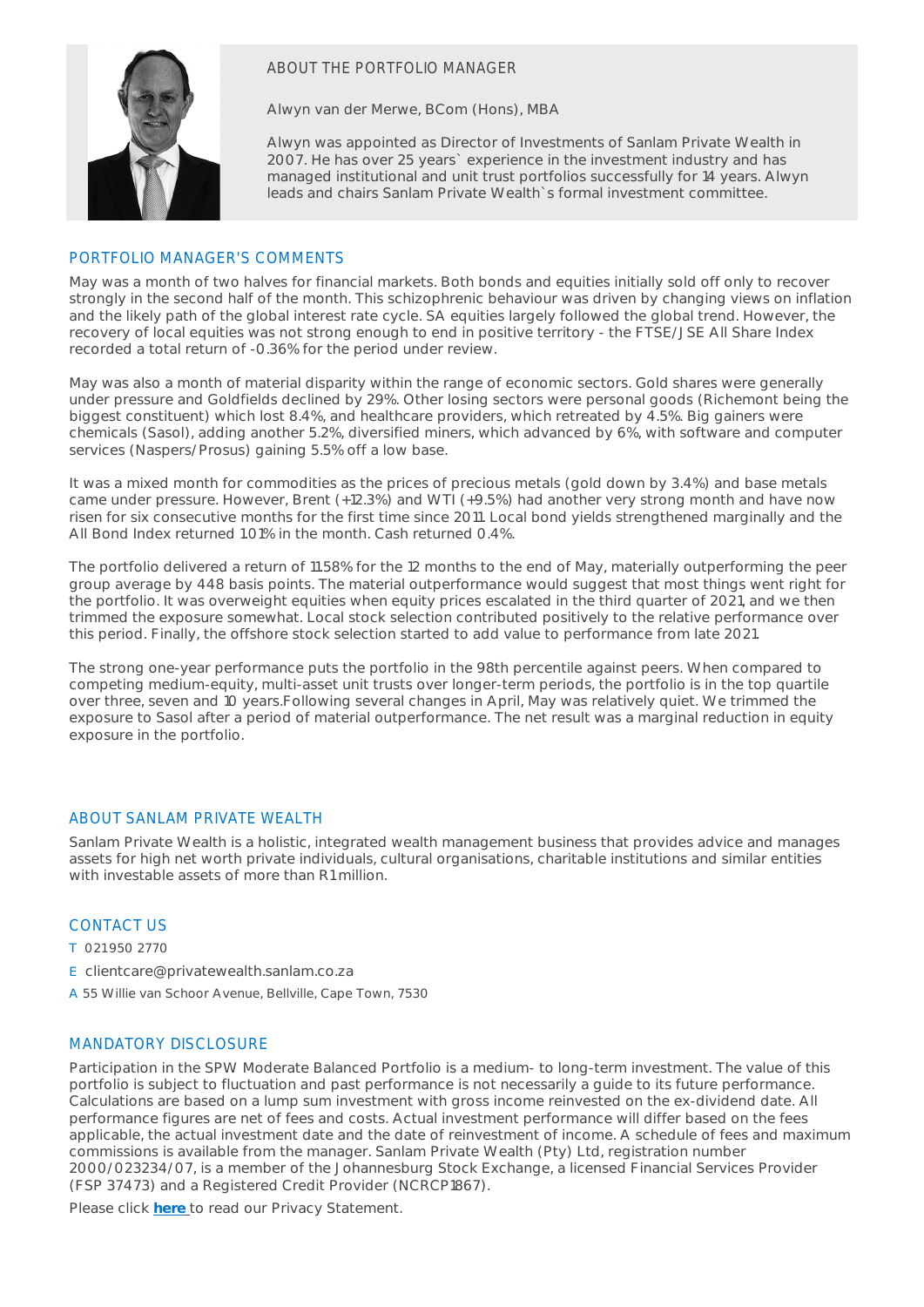## ABOUT THE PORTFOLIO MANAGER

Alwyn van der Merwe, BCom (Hons), MBA

Alwyn was appointed as Director of Investments of Sanlam Private Wealth in 2007. He has over 25 years` experience in the investment industry and has managed institutional and unit trust portfolios successfully for 14 years. Alwyn leads and chairs Sanlam Private Wealth`s formal investment committee.

## PORTFOLIO MANAGER'S COMMENTS

May was a month of two halves for financial markets. Both bonds and equities initially sold off only to recover strongly in the second half of the month. This schizophrenic behaviour was driven by changing views on inflation and the likely path of the global interest rate cycle. SA equities largely followed the global trend. However, the recovery of local equities was not strong enough to end in positive territory - the FTSE/JSE All Share Index recorded a total return of -0.36% for the period under review.

May was also a month of material disparity within the range of economic sectors. Gold shares were generally under pressure and Goldfields declined by 29%. Other losing sectors were personal goods (Richemont being the biggest constituent) which lost 8.4%, and healthcare providers, which retreated by 4.5%. Big gainers were chemicals (Sasol), adding another 5.2%, diversified miners, which advanced by 6%, with software and computer services (Naspers/Prosus) gaining 5.5% off a low base.

It was a mixed month for commodities as the prices of precious metals (gold down by 3.4%) and base metals came under pressure. However, Brent (+12.3%) and WTI (+9.5%) had another very strong month and have now risen for six consecutive months for the first time since 2011. Local bond yields strengthened marginally and the All Bond Index returned 1.01% in the month. Cash returned 0.4%.

The portfolio delivered a return of 11.58% for the 12 months to the end of May, materially outperforming the peer group average by 448 basis points. The material outperformance would suggest that most things went right for the portfolio. It was overweight equities when equity prices escalated in the third quarter of 2021, and we then trimmed the exposure somewhat. Local stock selection contributed positively to the relative performance over this period. Finally, the offshore stock selection started to add value to performance from late 2021.

The strong one-year performance puts the portfolio in the 98th percentile against peers. When compared to competing medium-equity, multi-asset unit trusts over longer-term periods, the portfolio is in the top quartile over three, seven and 10 years.Following several changes in April, May was relatively quiet. We trimmed the exposure to Sasol after a period of material outperformance. The net result was a marginal reduction in equity exposure in the portfolio.

## ABOUT SANLAM PRIVATE WEALTH

Sanlam Private Wealth is a holistic, integrated wealth management business that provides advice and manages assets for high net worth private individuals, cultural organisations, charitable institutions and similar entities with investable assets of more than R1 million.

## CONTACT US

T 021 950 2770

E clientcare@privatewealth.sanlam.co.za

A 55 Willie van Schoor Avenue, Bellville, Cape Town, 7530

## MANDATORY DISCLOSURE

Participation in the SPW Moderate Balanced Portfolio is a medium- to long-term investment. The value of this portfolio is subject to fluctuation and past performance is not necessarily a guide to its future performance. Calculations are based on a lump sum investment with gross income reinvested on the ex-dividend date. All performance figures are net of fees and costs. Actual investment performance will differ based on the fees applicable, the actual investment date and the date of reinvestment of income. A schedule of fees and maximum commissions is available from the manager. Sanlam Private Wealth (Pty) Ltd, registration number 2000/023234/07, is a member of the Johannesburg Stock Exchange, a licensed Financial Services Provider (FSP 37473) and a Registered Credit Provider (NCRCP1867).

Please click **here** to read our Privacy Statement.